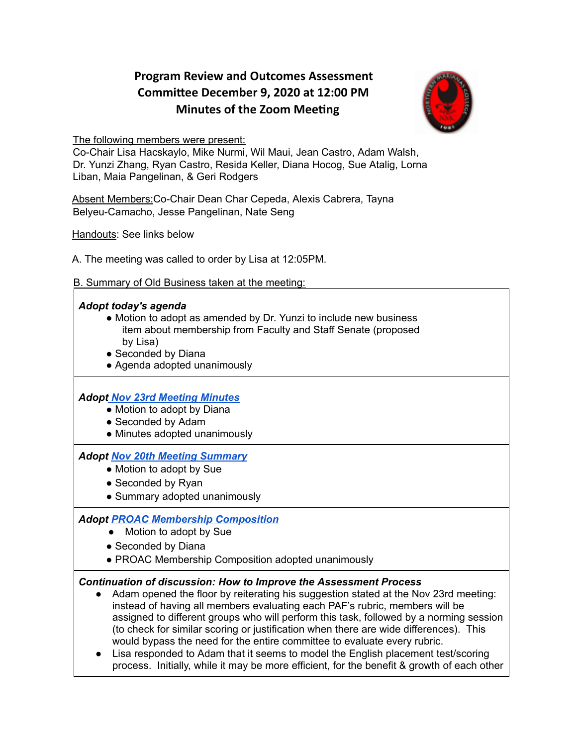# Program Review and Outcomes Assessment Committee December 9, 2020 at 12:00 PM Minutes of the Zoom Meeting

The following members were present:
Co-Chair Lisa Hacskaylo, Mike Nurmi, Wil Maui, Jean Castro, Adam Walsh, Dr. Yunzi Zhang, Ryan Castro, Resida Keller, Diana Hocog, Sue Atalig, Lorna Liban, Maia Pangelinan, & Geri Rodgers

Absent Members: Co-Chair Dean Char Cepeda, Alexis Cabrera, Tayna Belyeu-Camacho, Jesse Pangelinan, Nate Seng

Handouts: See links below

A. The meeting was called to order by Lisa at 12:05PM.

B. Summary of Old Business taken at the meeting:

***Adopt today's agenda***
- Motion to adopt as amended by Dr. Yunzi to include new business item about membership from Faculty and Staff Senate (proposed by Lisa)
- Seconded by Diana
- Agenda adopted unanimously

***Adopt Nov 23rd Meeting Minutes***
- Motion to adopt by Diana
- Seconded by Adam
- Minutes adopted unanimously

***Adopt Nov 20th Meeting Summary***
- Motion to adopt by Sue
- Seconded by Ryan
- Summary adopted unanimously

***Adopt PROAC Membership Composition***
- Motion to adopt by Sue
- Seconded by Diana
- PROAC Membership Composition adopted unanimously

***Continuation of discussion: How to Improve the Assessment Process***
- Adam opened the floor by reiterating his suggestion stated at the Nov 23rd meeting: instead of having all members evaluating each PAF's rubric, members will be assigned to different groups who will perform this task, followed by a norming session (to check for similar scoring or justification when there are wide differences). This would bypass the need for the entire committee to evaluate every rubric.
- Lisa responded to Adam that it seems to model the English placement test/scoring process. Initially, while it may be more efficient, for the benefit & growth of each other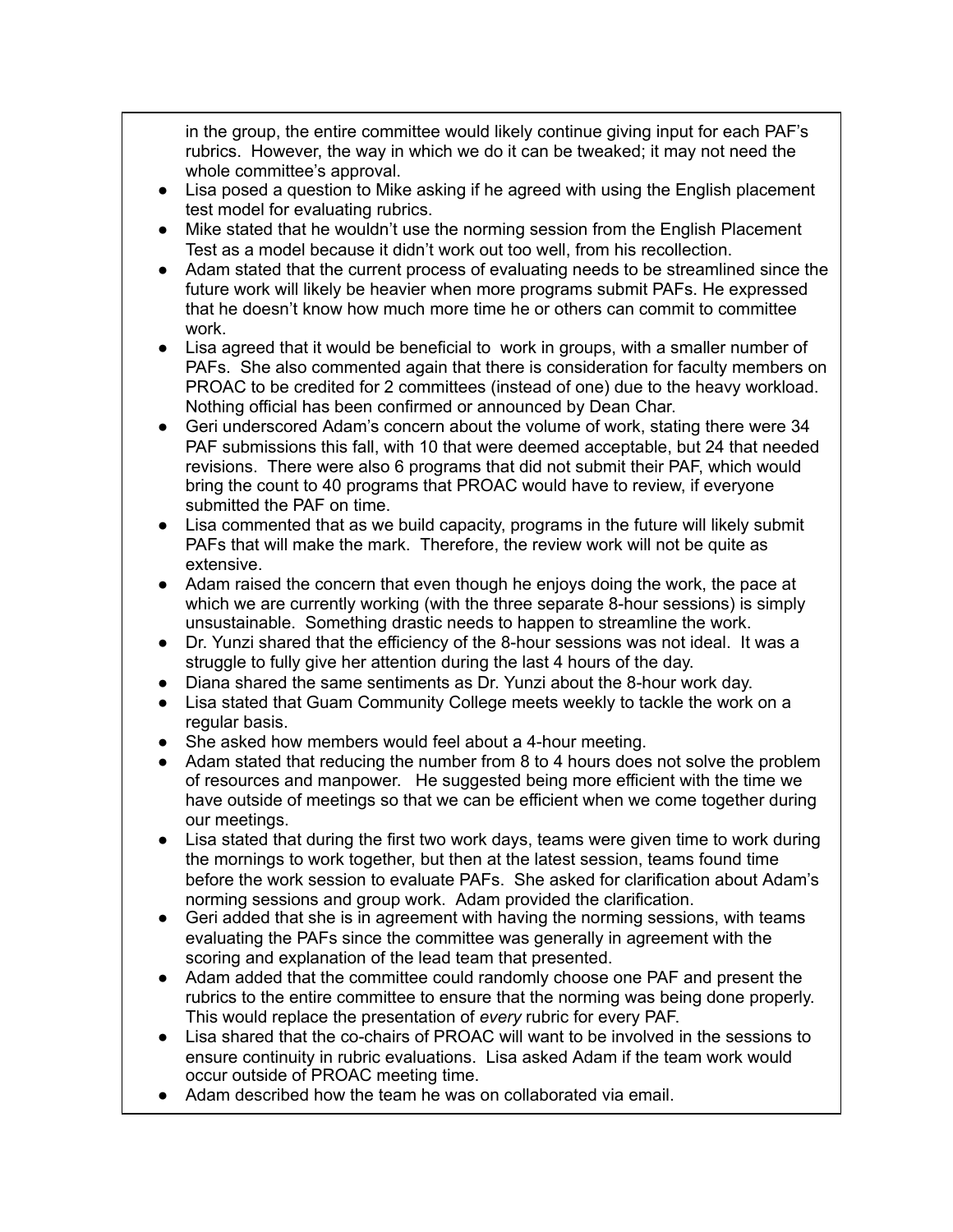in the group, the entire committee would likely continue giving input for each PAF's rubrics. However, the way in which we do it can be tweaked; it may not need the whole committee's approval.

- Lisa posed a question to Mike asking if he agreed with using the English placement test model for evaluating rubrics.
- Mike stated that he wouldn't use the norming session from the English Placement Test as a model because it didn't work out too well, from his recollection.
- Adam stated that the current process of evaluating needs to be streamlined since the future work will likely be heavier when more programs submit PAFs. He expressed that he doesn't know how much more time he or others can commit to committee work.
- Lisa agreed that it would be beneficial to work in groups, with a smaller number of PAFs. She also commented again that there is consideration for faculty members on PROAC to be credited for 2 committees (instead of one) due to the heavy workload. Nothing official has been confirmed or announced by Dean Char.
- Geri underscored Adam's concern about the volume of work, stating there were 34 PAF submissions this fall, with 10 that were deemed acceptable, but 24 that needed revisions. There were also 6 programs that did not submit their PAF, which would bring the count to 40 programs that PROAC would have to review, if everyone submitted the PAF on time.
- Lisa commented that as we build capacity, programs in the future will likely submit PAFs that will make the mark. Therefore, the review work will not be quite as extensive.
- Adam raised the concern that even though he enjoys doing the work, the pace at which we are currently working (with the three separate 8-hour sessions) is simply unsustainable. Something drastic needs to happen to streamline the work.
- Dr. Yunzi shared that the efficiency of the 8-hour sessions was not ideal. It was a struggle to fully give her attention during the last 4 hours of the day.
- Diana shared the same sentiments as Dr. Yunzi about the 8-hour work day.
- Lisa stated that Guam Community College meets weekly to tackle the work on a regular basis.
- She asked how members would feel about a 4-hour meeting.
- Adam stated that reducing the number from 8 to 4 hours does not solve the problem of resources and manpower. He suggested being more efficient with the time we have outside of meetings so that we can be efficient when we come together during our meetings.
- Lisa stated that during the first two work days, teams were given time to work during the mornings to work together, but then at the latest session, teams found time before the work session to evaluate PAFs. She asked for clarification about Adam's norming sessions and group work. Adam provided the clarification.
- Geri added that she is in agreement with having the norming sessions, with teams evaluating the PAFs since the committee was generally in agreement with the scoring and explanation of the lead team that presented.
- Adam added that the committee could randomly choose one PAF and present the rubrics to the entire committee to ensure that the norming was being done properly. This would replace the presentation of *every* rubric for every PAF.
- Lisa shared that the co-chairs of PROAC will want to be involved in the sessions to ensure continuity in rubric evaluations. Lisa asked Adam if the team work would occur outside of PROAC meeting time.
- Adam described how the team he was on collaborated via email.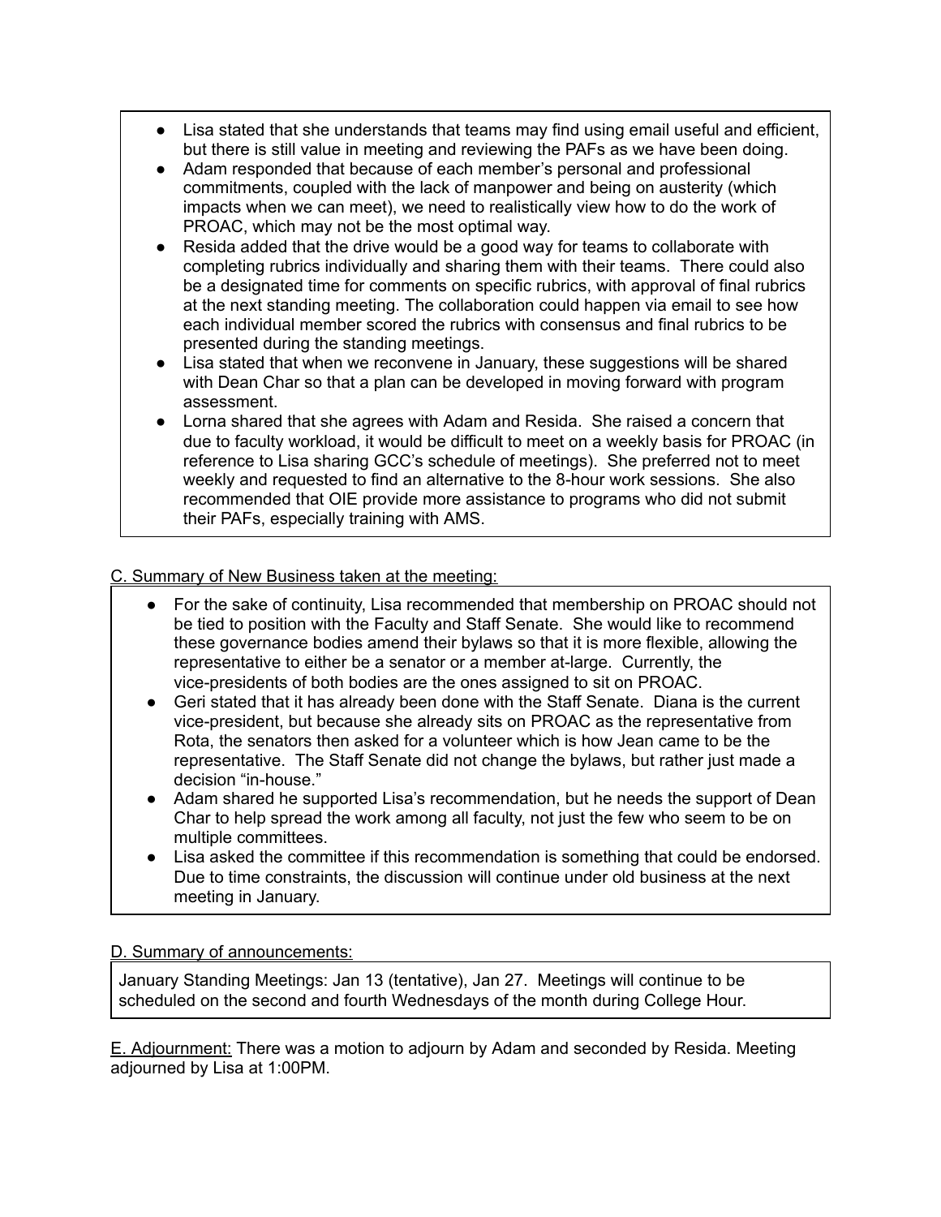- Lisa stated that she understands that teams may find using email useful and efficient, but there is still value in meeting and reviewing the PAFs as we have been doing.
- Adam responded that because of each member's personal and professional commitments, coupled with the lack of manpower and being on austerity (which impacts when we can meet), we need to realistically view how to do the work of PROAC, which may not be the most optimal way.
- Resida added that the drive would be a good way for teams to collaborate with completing rubrics individually and sharing them with their teams. There could also be a designated time for comments on specific rubrics, with approval of final rubrics at the next standing meeting. The collaboration could happen via email to see how each individual member scored the rubrics with consensus and final rubrics to be presented during the standing meetings.
- Lisa stated that when we reconvene in January, these suggestions will be shared with Dean Char so that a plan can be developed in moving forward with program assessment.
- Lorna shared that she agrees with Adam and Resida. She raised a concern that due to faculty workload, it would be difficult to meet on a weekly basis for PROAC (in reference to Lisa sharing GCC's schedule of meetings). She preferred not to meet weekly and requested to find an alternative to the 8-hour work sessions. She also recommended that OIE provide more assistance to programs who did not submit their PAFs, especially training with AMS.

C. Summary of New Business taken at the meeting:

- For the sake of continuity, Lisa recommended that membership on PROAC should not be tied to position with the Faculty and Staff Senate. She would like to recommend these governance bodies amend their bylaws so that it is more flexible, allowing the representative to either be a senator or a member at-large. Currently, the vice-presidents of both bodies are the ones assigned to sit on PROAC.
- Geri stated that it has already been done with the Staff Senate. Diana is the current vice-president, but because she already sits on PROAC as the representative from Rota, the senators then asked for a volunteer which is how Jean came to be the representative. The Staff Senate did not change the bylaws, but rather just made a decision "in-house."
- Adam shared he supported Lisa's recommendation, but he needs the support of Dean Char to help spread the work among all faculty, not just the few who seem to be on multiple committees.
- Lisa asked the committee if this recommendation is something that could be endorsed. Due to time constraints, the discussion will continue under old business at the next meeting in January.

D. Summary of announcements:

January Standing Meetings: Jan 13 (tentative), Jan 27. Meetings will continue to be scheduled on the second and fourth Wednesdays of the month during College Hour.

E. Adjournment: There was a motion to adjourn by Adam and seconded by Resida. Meeting adjourned by Lisa at 1:00PM.